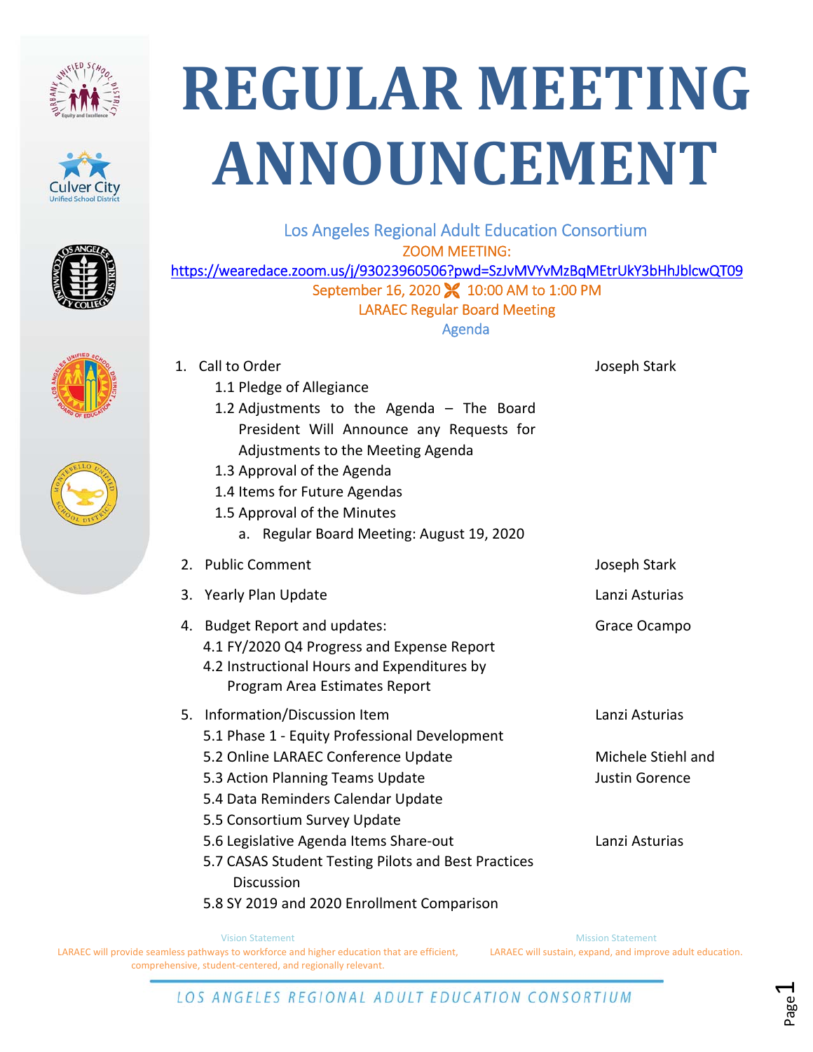# REGULAR MEETING ANNOUNCEMENT

Los Angeles Regional Adult Education Consortium

ZOOM MEETING:

https://wearedace.zoom.us/j/93023960506?pwd=SzJvMVYvMzBqMEtrUkY3bHhJblcwQT09

September 16, 2020 10:00 AM to 1:00 PM

LARAEC Regular Board Meeting

Agenda

| | |
|---|---|
| 1. Call to Order | Joseph Stark |
| 1.1 Pledge of Allegiance | |
| 1.2 Adjustments to the Agenda – The Board President Will Announce any Requests for Adjustments to the Meeting Agenda | |
| 1.3 Approval of the Agenda | |
| 1.4 Items for Future Agendas | |
| 1.5 Approval of the Minutes | |
| a. Regular Board Meeting: August 19, 2020 | |
| 2. Public Comment | Joseph Stark |
| 3. Yearly Plan Update | Lanzi Asturias |
| 4. Budget Report and updates: | Grace Ocampo |
| 4.1 FY/2020 Q4 Progress and Expense Report | |
| 4.2 Instructional Hours and Expenditures by Program Area Estimates Report | |
| 5. Information/Discussion Item | Lanzi Asturias |
| 5.1 Phase 1 - Equity Professional Development | |
| 5.2 Online LARAEC Conference Update | Michele Stiehl and |
| 5.3 Action Planning Teams Update | Justin Gorence |
| 5.4 Data Reminders Calendar Update | |
| 5.5 Consortium Survey Update | |
| 5.6 Legislative Agenda Items Share-out | Lanzi Asturias |
| 5.7 CASAS Student Testing Pilots and Best Practices Discussion | |
| 5.8 SY 2019 and 2020 Enrollment Comparison | |

Vision Statement

LARAEC will provide seamless pathways to workforce and higher education that are efficient, comprehensive, student-centered, and regionally relevant.

Mission Statement

LARAEC will sustain, expand, and improve adult education.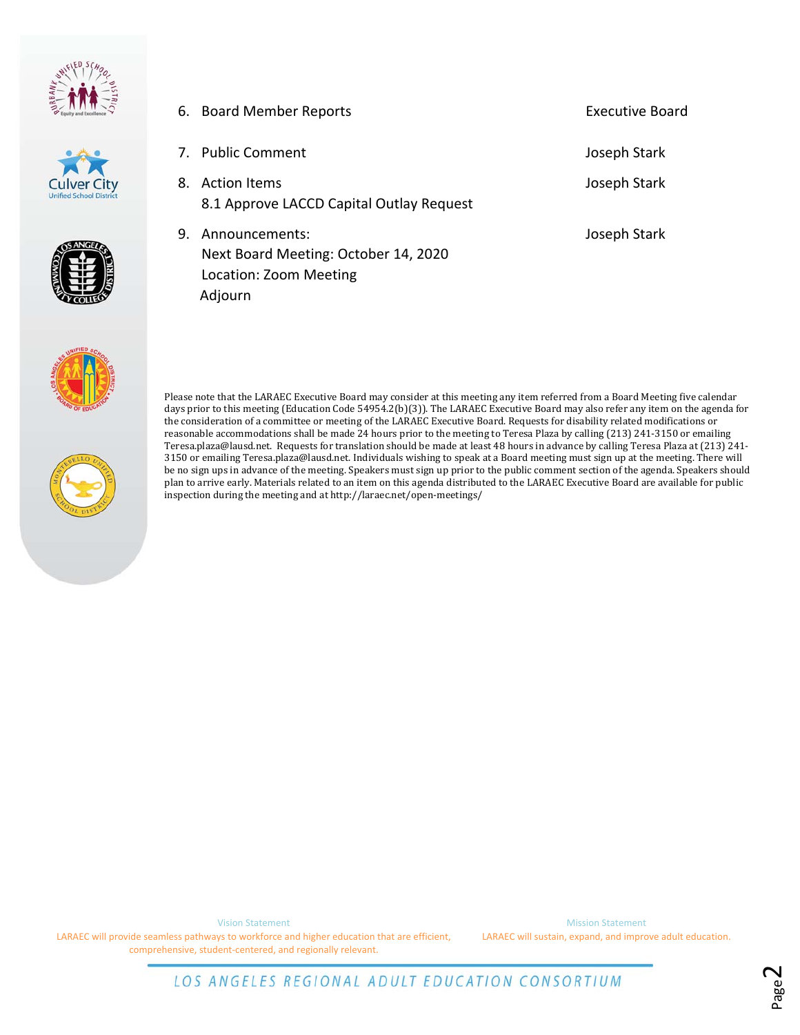6. Board Member Reports — Executive Board

7. Public Comment — Joseph Stark

8. Action Items — Joseph Stark
   8.1 Approve LACCD Capital Outlay Request

9. Announcements: — Joseph Stark
   Next Board Meeting: October 14, 2020
   Location: Zoom Meeting
   Adjourn

Please note that the LARAEC Executive Board may consider at this meeting any item referred from a Board Meeting five calendar days prior to this meeting (Education Code 54954.2(b)(3)). The LARAEC Executive Board may also refer any item on the agenda for the consideration of a committee or meeting of the LARAEC Executive Board. Requests for disability related modifications or reasonable accommodations shall be made 24 hours prior to the meeting to Teresa Plaza by calling (213) 241-3150 or emailing Teresa.plaza@lausd.net. Requests for translation should be made at least 48 hours in advance by calling Teresa Plaza at (213) 241-3150 or emailing Teresa.plaza@lausd.net. Individuals wishing to speak at a Board meeting must sign up at the meeting. There will be no sign ups in advance of the meeting. Speakers must sign up prior to the public comment section of the agenda. Speakers should plan to arrive early. Materials related to an item on this agenda distributed to the LARAEC Executive Board are available for public inspection during the meeting and at http://laraec.net/open-meetings/

Vision Statement
LARAEC will provide seamless pathways to workforce and higher education that are efficient, comprehensive, student-centered, and regionally relevant.

Mission Statement
LARAEC will sustain, expand, and improve adult education.

LOS ANGELES REGIONAL ADULT EDUCATION CONSORTIUM